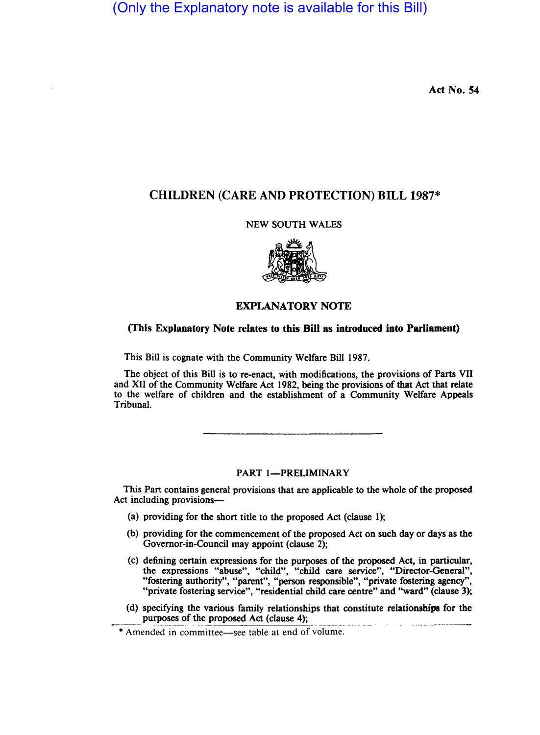(Only the Explanatory note is available for this Bill)

Act No. 54

# CHILDREN (CARE AND PROTECTION) BILL 1987*

NEW SOUTH WALES

## EXPLANATORY NOTE

**(This Explanatory Note relates to this Bill as introduced into Parliament)**

This Bill is cognate with the Community Welfare Bill 1987.

The object of this Bill is to re-enact, with modifications, the provisions of Parts VII and XII of the Community Welfare Act 1982, being the provisions of that Act that relate to the welfare of children and the establishment of a Community Welfare Appeals Tribunal.

---

### PART 1—PRELIMINARY

This Part contains general provisions that are applicable to the whole of the proposed Act including provisions—

(a) providing for the short title to the proposed Act (clause 1);

(b) providing for the commencement of the proposed Act on such day or days as the Governor-in-Council may appoint (clause 2);

(c) defining certain expressions for the purposes of the proposed Act, in particular, the expressions "abuse", "child", "child care service", "Director-General", "fostering authority", "parent", "person responsible", "private fostering agency", "private fostering service", "residential child care centre" and "ward" (clause 3);

(d) specifying the various family relationships that constitute relationships for the purposes of the proposed Act (clause 4);

* Amended in committee—see table at end of volume.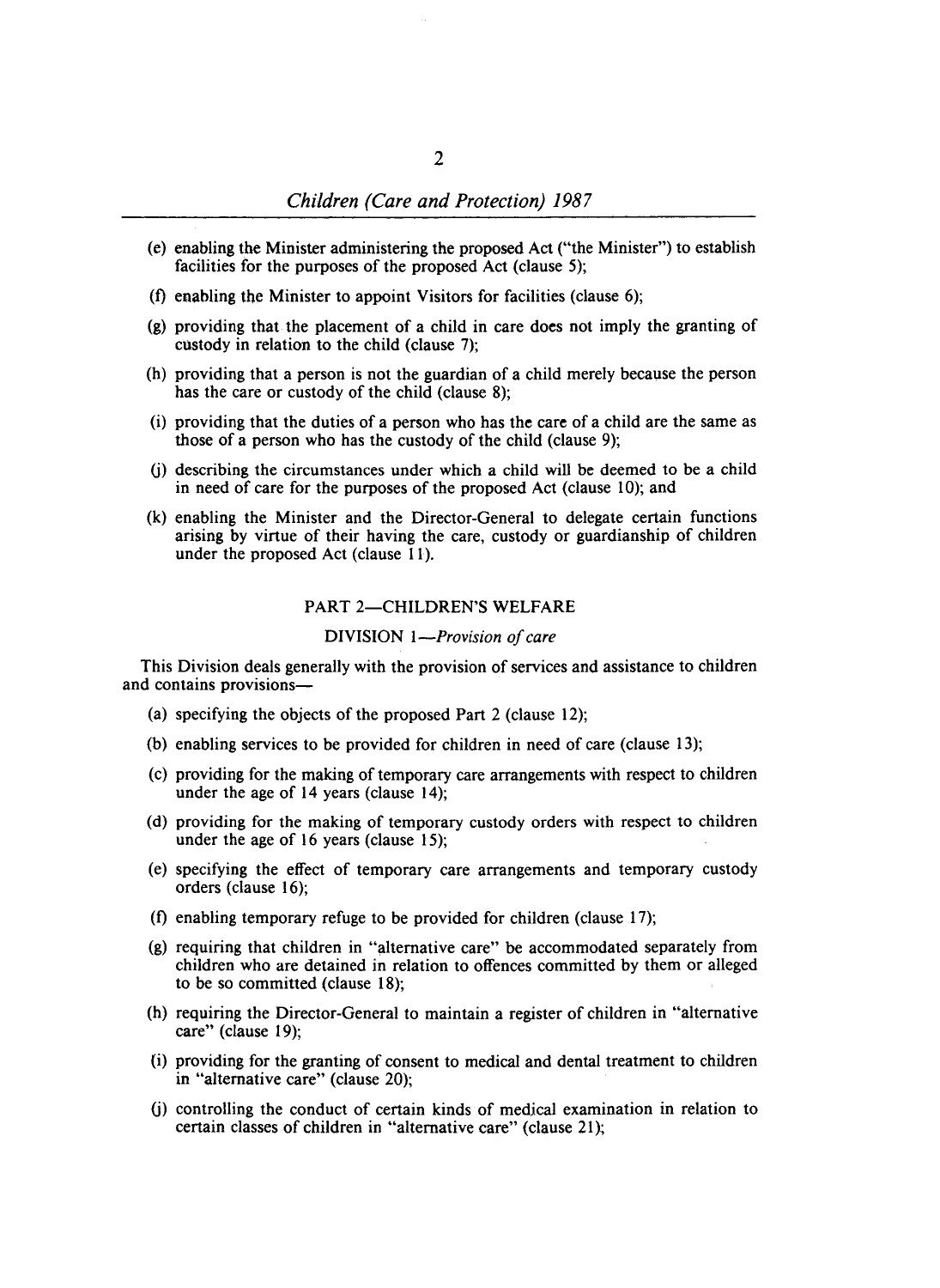(e) enabling the Minister administering the proposed Act ("the Minister") to establish facilities for the purposes of the proposed Act (clause 5);

(f) enabling the Minister to appoint Visitors for facilities (clause 6);

(g) providing that the placement of a child in care does not imply the granting of custody in relation to the child (clause 7);

(h) providing that a person is not the guardian of a child merely because the person has the care or custody of the child (clause 8);

(i) providing that the duties of a person who has the care of a child are the same as those of a person who has the custody of the child (clause 9);

(j) describing the circumstances under which a child will be deemed to be a child in need of care for the purposes of the proposed Act (clause 10); and

(k) enabling the Minister and the Director-General to delegate certain functions arising by virtue of their having the care, custody or guardianship of children under the proposed Act (clause 11).

## PART 2—CHILDREN'S WELFARE

### DIVISION 1—*Provision of care*

This Division deals generally with the provision of services and assistance to children and contains provisions—

(a) specifying the objects of the proposed Part 2 (clause 12);

(b) enabling services to be provided for children in need of care (clause 13);

(c) providing for the making of temporary care arrangements with respect to children under the age of 14 years (clause 14);

(d) providing for the making of temporary custody orders with respect to children under the age of 16 years (clause 15);

(e) specifying the effect of temporary care arrangements and temporary custody orders (clause 16);

(f) enabling temporary refuge to be provided for children (clause 17);

(g) requiring that children in "alternative care" be accommodated separately from children who are detained in relation to offences committed by them or alleged to be so committed (clause 18);

(h) requiring the Director-General to maintain a register of children in "alternative care" (clause 19);

(i) providing for the granting of consent to medical and dental treatment to children in "alternative care" (clause 20);

(j) controlling the conduct of certain kinds of medical examination in relation to certain classes of children in "alternative care" (clause 21);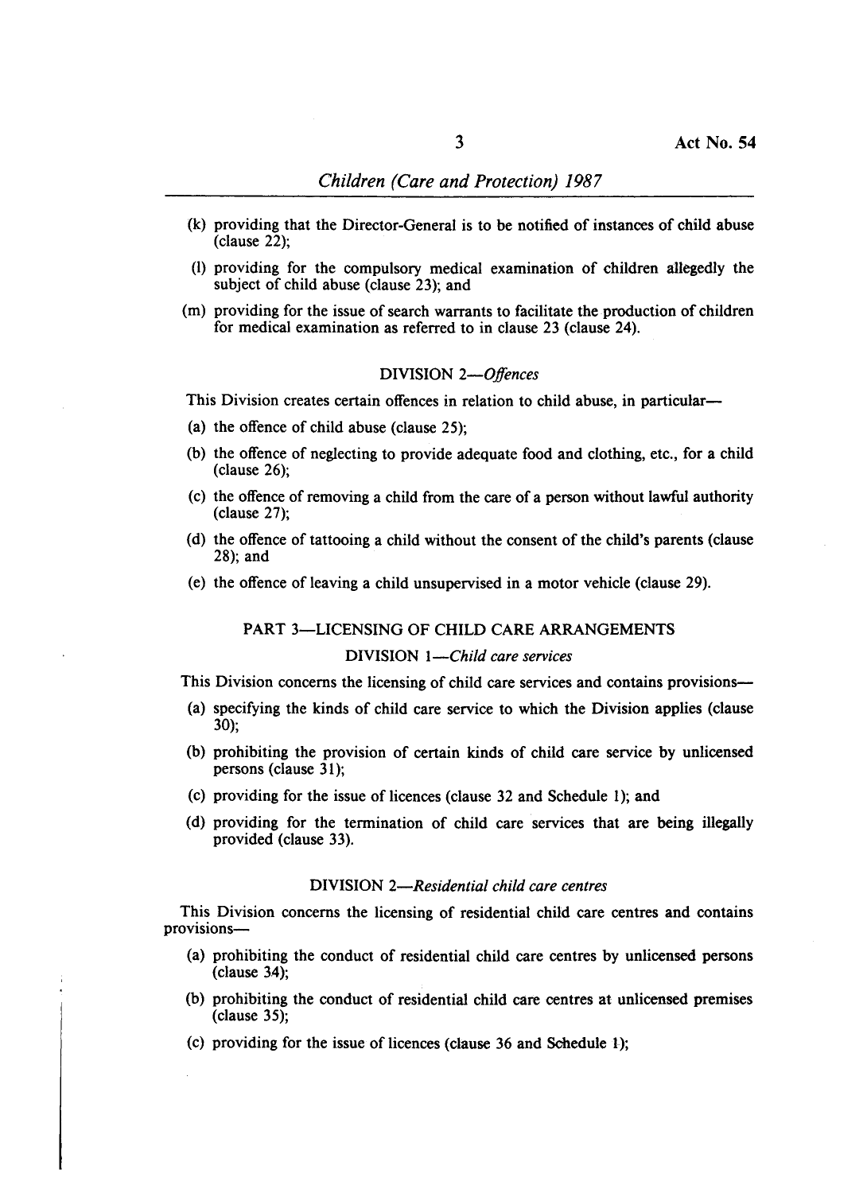(k) providing that the Director-General is to be notified of instances of child abuse (clause 22);

(l) providing for the compulsory medical examination of children allegedly the subject of child abuse (clause 23); and

(m) providing for the issue of search warrants to facilitate the production of children for medical examination as referred to in clause 23 (clause 24).

### DIVISION 2—*Offences*

This Division creates certain offences in relation to child abuse, in particular—

(a) the offence of child abuse (clause 25);

(b) the offence of neglecting to provide adequate food and clothing, etc., for a child (clause 26);

(c) the offence of removing a child from the care of a person without lawful authority (clause 27);

(d) the offence of tattooing a child without the consent of the child's parents (clause 28); and

(e) the offence of leaving a child unsupervised in a motor vehicle (clause 29).

## PART 3—LICENSING OF CHILD CARE ARRANGEMENTS

### DIVISION 1—*Child care services*

This Division concerns the licensing of child care services and contains provisions—

(a) specifying the kinds of child care service to which the Division applies (clause 30);

(b) prohibiting the provision of certain kinds of child care service by unlicensed persons (clause 31);

(c) providing for the issue of licences (clause 32 and Schedule 1); and

(d) providing for the termination of child care services that are being illegally provided (clause 33).

### DIVISION 2—*Residential child care centres*

This Division concerns the licensing of residential child care centres and contains provisions—

(a) prohibiting the conduct of residential child care centres by unlicensed persons (clause 34);

(b) prohibiting the conduct of residential child care centres at unlicensed premises (clause 35);

(c) providing for the issue of licences (clause 36 and Schedule 1);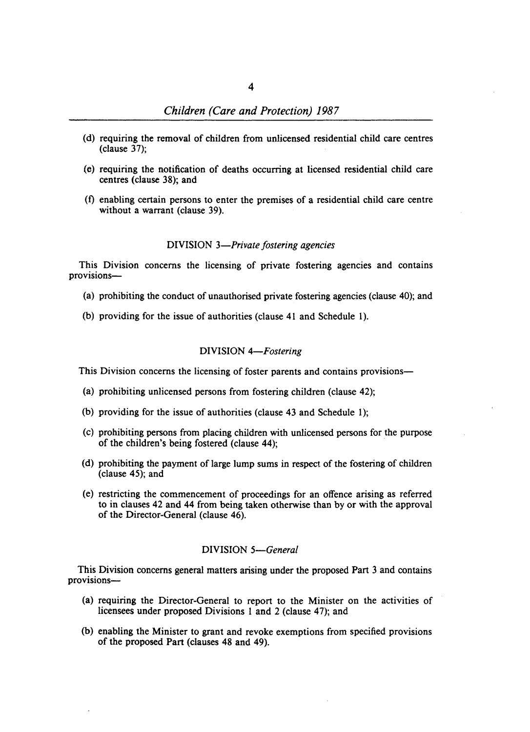(d) requiring the removal of children from unlicensed residential child care centres (clause 37);

(e) requiring the notification of deaths occurring at licensed residential child care centres (clause 38); and

(f) enabling certain persons to enter the premises of a residential child care centre without a warrant (clause 39).

### DIVISION 3—*Private fostering agencies*

This Division concerns the licensing of private fostering agencies and contains provisions—

(a) prohibiting the conduct of unauthorised private fostering agencies (clause 40); and

(b) providing for the issue of authorities (clause 41 and Schedule 1).

### DIVISION 4—*Fostering*

This Division concerns the licensing of foster parents and contains provisions—

(a) prohibiting unlicensed persons from fostering children (clause 42);

(b) providing for the issue of authorities (clause 43 and Schedule 1);

(c) prohibiting persons from placing children with unlicensed persons for the purpose of the children's being fostered (clause 44);

(d) prohibiting the payment of large lump sums in respect of the fostering of children (clause 45); and

(e) restricting the commencement of proceedings for an offence arising as referred to in clauses 42 and 44 from being taken otherwise than by or with the approval of the Director-General (clause 46).

### DIVISION 5—*General*

This Division concerns general matters arising under the proposed Part 3 and contains provisions—

(a) requiring the Director-General to report to the Minister on the activities of licensees under proposed Divisions 1 and 2 (clause 47); and

(b) enabling the Minister to grant and revoke exemptions from specified provisions of the proposed Part (clauses 48 and 49).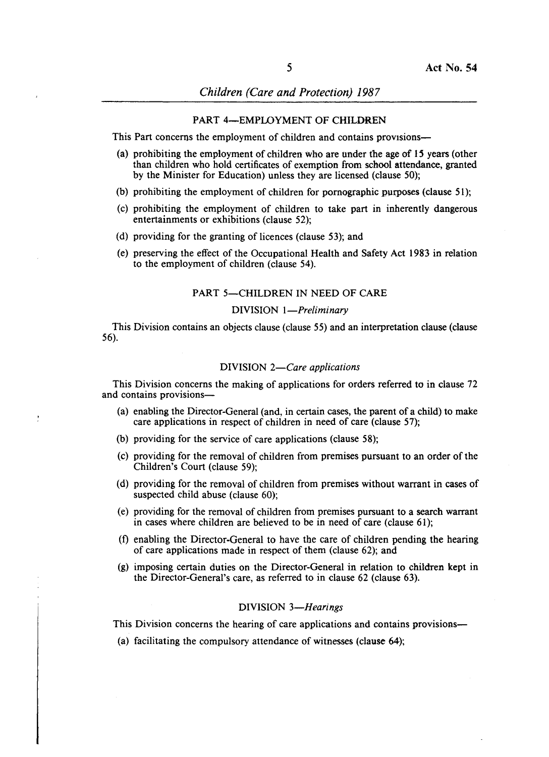## PART 4—EMPLOYMENT OF CHILDREN

This Part concerns the employment of children and contains provisions—

(a) prohibiting the employment of children who are under the age of 15 years (other than children who hold certificates of exemption from school attendance, granted by the Minister for Education) unless they are licensed (clause 50);

(b) prohibiting the employment of children for pornographic purposes (clause 51);

(c) prohibiting the employment of children to take part in inherently dangerous entertainments or exhibitions (clause 52);

(d) providing for the granting of licences (clause 53); and

(e) preserving the effect of the Occupational Health and Safety Act 1983 in relation to the employment of children (clause 54).

## PART 5—CHILDREN IN NEED OF CARE

### DIVISION 1—*Preliminary*

This Division contains an objects clause (clause 55) and an interpretation clause (clause 56).

### DIVISION 2—*Care applications*

This Division concerns the making of applications for orders referred to in clause 72 and contains provisions—

(a) enabling the Director-General (and, in certain cases, the parent of a child) to make care applications in respect of children in need of care (clause 57);

(b) providing for the service of care applications (clause 58);

(c) providing for the removal of children from premises pursuant to an order of the Children's Court (clause 59);

(d) providing for the removal of children from premises without warrant in cases of suspected child abuse (clause 60);

(e) providing for the removal of children from premises pursuant to a search warrant in cases where children are believed to be in need of care (clause 61);

(f) enabling the Director-General to have the care of children pending the hearing of care applications made in respect of them (clause 62); and

(g) imposing certain duties on the Director-General in relation to children kept in the Director-General's care, as referred to in clause 62 (clause 63).

### DIVISION 3—*Hearings*

This Division concerns the hearing of care applications and contains provisions—

(a) facilitating the compulsory attendance of witnesses (clause 64);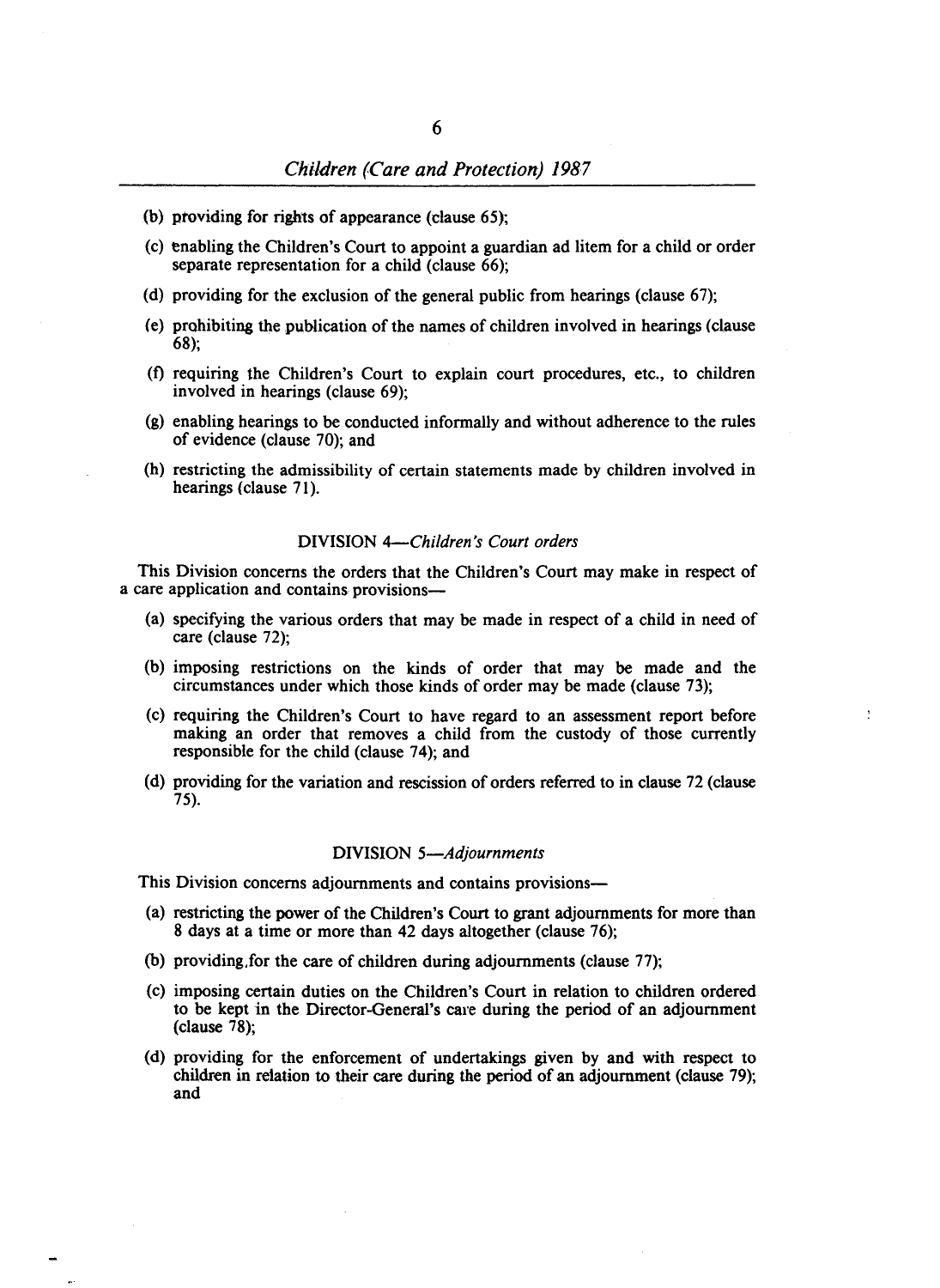(b) providing for rights of appearance (clause 65);

(c) enabling the Children's Court to appoint a guardian ad litem for a child or order separate representation for a child (clause 66);

(d) providing for the exclusion of the general public from hearings (clause 67);

(e) prohibiting the publication of the names of children involved in hearings (clause 68);

(f) requiring the Children's Court to explain court procedures, etc., to children involved in hearings (clause 69);

(g) enabling hearings to be conducted informally and without adherence to the rules of evidence (clause 70); and

(h) restricting the admissibility of certain statements made by children involved in hearings (clause 71).

DIVISION 4—*Children's Court orders*

This Division concerns the orders that the Children's Court may make in respect of a care application and contains provisions—

(a) specifying the various orders that may be made in respect of a child in need of care (clause 72);

(b) imposing restrictions on the kinds of order that may be made and the circumstances under which those kinds of order may be made (clause 73);

(c) requiring the Children's Court to have regard to an assessment report before making an order that removes a child from the custody of those currently responsible for the child (clause 74); and

(d) providing for the variation and rescission of orders referred to in clause 72 (clause 75).

DIVISION 5—*Adjournments*

This Division concerns adjournments and contains provisions—

(a) restricting the power of the Children's Court to grant adjournments for more than 8 days at a time or more than 42 days altogether (clause 76);

(b) providing for the care of children during adjournments (clause 77);

(c) imposing certain duties on the Children's Court in relation to children ordered to be kept in the Director-General's care during the period of an adjournment (clause 78);

(d) providing for the enforcement of undertakings given by and with respect to children in relation to their care during the period of an adjournment (clause 79); and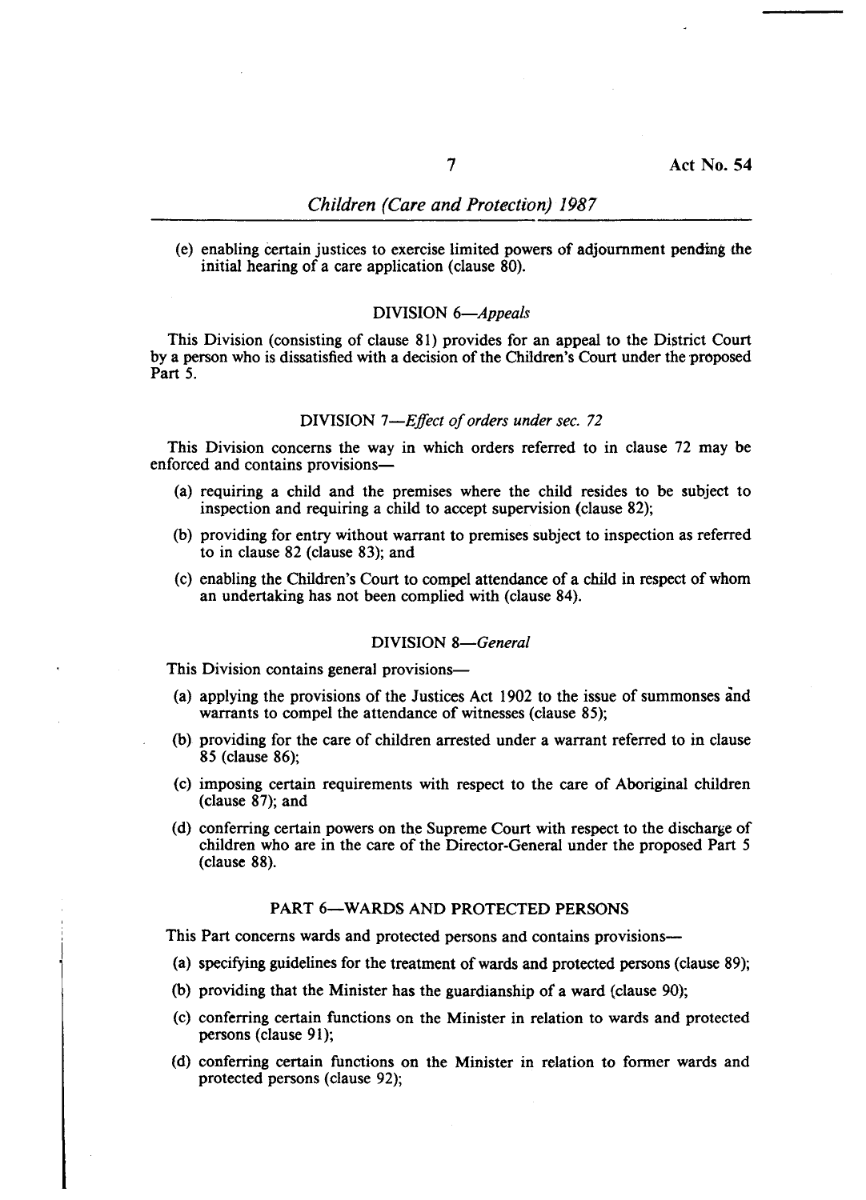(e) enabling certain justices to exercise limited powers of adjournment pending the initial hearing of a care application (clause 80).

### DIVISION 6—*Appeals*

This Division (consisting of clause 81) provides for an appeal to the District Court by a person who is dissatisfied with a decision of the Children's Court under the proposed Part 5.

### DIVISION 7—*Effect of orders under sec. 72*

This Division concerns the way in which orders referred to in clause 72 may be enforced and contains provisions—

(a) requiring a child and the premises where the child resides to be subject to inspection and requiring a child to accept supervision (clause 82);

(b) providing for entry without warrant to premises subject to inspection as referred to in clause 82 (clause 83); and

(c) enabling the Children's Court to compel attendance of a child in respect of whom an undertaking has not been complied with (clause 84).

### DIVISION 8—*General*

This Division contains general provisions—

(a) applying the provisions of the Justices Act 1902 to the issue of summonses and warrants to compel the attendance of witnesses (clause 85);

(b) providing for the care of children arrested under a warrant referred to in clause 85 (clause 86);

(c) imposing certain requirements with respect to the care of Aboriginal children (clause 87); and

(d) conferring certain powers on the Supreme Court with respect to the discharge of children who are in the care of the Director-General under the proposed Part 5 (clause 88).

## PART 6—WARDS AND PROTECTED PERSONS

This Part concerns wards and protected persons and contains provisions—

(a) specifying guidelines for the treatment of wards and protected persons (clause 89);

(b) providing that the Minister has the guardianship of a ward (clause 90);

(c) conferring certain functions on the Minister in relation to wards and protected persons (clause 91);

(d) conferring certain functions on the Minister in relation to former wards and protected persons (clause 92);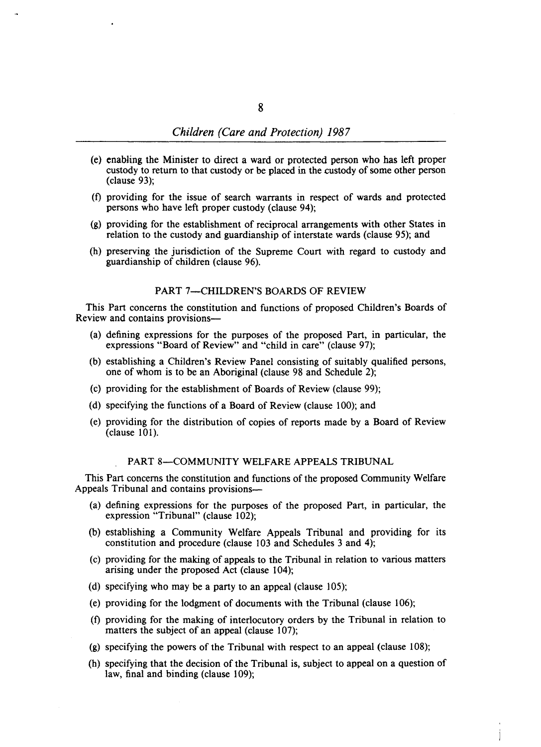(e) enabling the Minister to direct a ward or protected person who has left proper custody to return to that custody or be placed in the custody of some other person (clause 93);

(f) providing for the issue of search warrants in respect of wards and protected persons who have left proper custody (clause 94);

(g) providing for the establishment of reciprocal arrangements with other States in relation to the custody and guardianship of interstate wards (clause 95); and

(h) preserving the jurisdiction of the Supreme Court with regard to custody and guardianship of children (clause 96).

## PART 7—CHILDREN'S BOARDS OF REVIEW

This Part concerns the constitution and functions of proposed Children's Boards of Review and contains provisions—

(a) defining expressions for the purposes of the proposed Part, in particular, the expressions "Board of Review" and "child in care" (clause 97);

(b) establishing a Children's Review Panel consisting of suitably qualified persons, one of whom is to be an Aboriginal (clause 98 and Schedule 2);

(c) providing for the establishment of Boards of Review (clause 99);

(d) specifying the functions of a Board of Review (clause 100); and

(e) providing for the distribution of copies of reports made by a Board of Review (clause 101).

## PART 8—COMMUNITY WELFARE APPEALS TRIBUNAL

This Part concerns the constitution and functions of the proposed Community Welfare Appeals Tribunal and contains provisions—

(a) defining expressions for the purposes of the proposed Part, in particular, the expression "Tribunal" (clause 102);

(b) establishing a Community Welfare Appeals Tribunal and providing for its constitution and procedure (clause 103 and Schedules 3 and 4);

(c) providing for the making of appeals to the Tribunal in relation to various matters arising under the proposed Act (clause 104);

(d) specifying who may be a party to an appeal (clause 105);

(e) providing for the lodgment of documents with the Tribunal (clause 106);

(f) providing for the making of interlocutory orders by the Tribunal in relation to matters the subject of an appeal (clause 107);

(g) specifying the powers of the Tribunal with respect to an appeal (clause 108);

(h) specifying that the decision of the Tribunal is, subject to appeal on a question of law, final and binding (clause 109);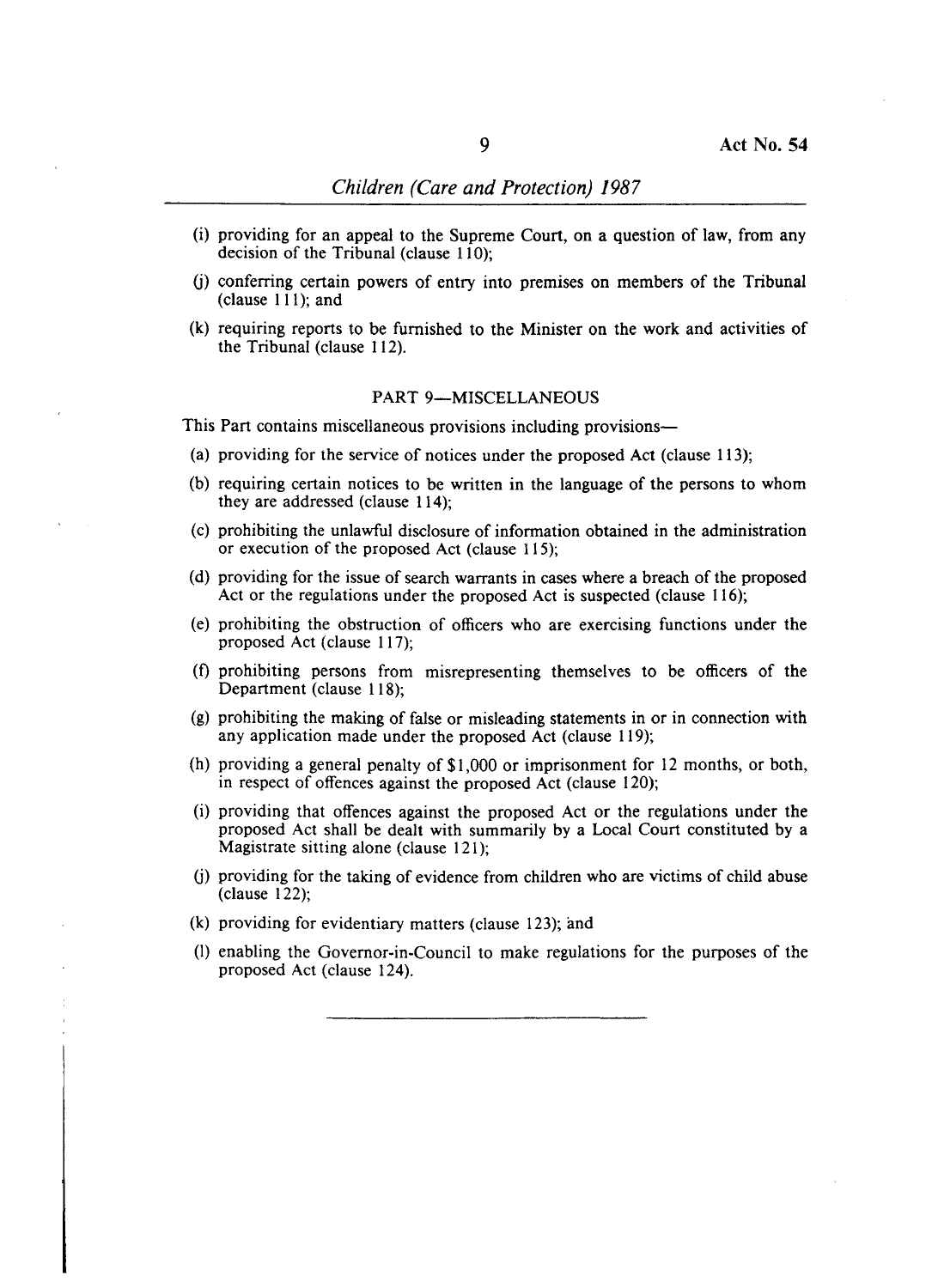(i) providing for an appeal to the Supreme Court, on a question of law, from any decision of the Tribunal (clause 110);

(j) conferring certain powers of entry into premises on members of the Tribunal (clause 111); and

(k) requiring reports to be furnished to the Minister on the work and activities of the Tribunal (clause 112).

## PART 9—MISCELLANEOUS

This Part contains miscellaneous provisions including provisions—

(a) providing for the service of notices under the proposed Act (clause 113);

(b) requiring certain notices to be written in the language of the persons to whom they are addressed (clause 114);

(c) prohibiting the unlawful disclosure of information obtained in the administration or execution of the proposed Act (clause 115);

(d) providing for the issue of search warrants in cases where a breach of the proposed Act or the regulations under the proposed Act is suspected (clause 116);

(e) prohibiting the obstruction of officers who are exercising functions under the proposed Act (clause 117);

(f) prohibiting persons from misrepresenting themselves to be officers of the Department (clause 118);

(g) prohibiting the making of false or misleading statements in or in connection with any application made under the proposed Act (clause 119);

(h) providing a general penalty of $1,000 or imprisonment for 12 months, or both, in respect of offences against the proposed Act (clause 120);

(i) providing that offences against the proposed Act or the regulations under the proposed Act shall be dealt with summarily by a Local Court constituted by a Magistrate sitting alone (clause 121);

(j) providing for the taking of evidence from children who are victims of child abuse (clause 122);

(k) providing for evidentiary matters (clause 123); and

(l) enabling the Governor-in-Council to make regulations for the purposes of the proposed Act (clause 124).